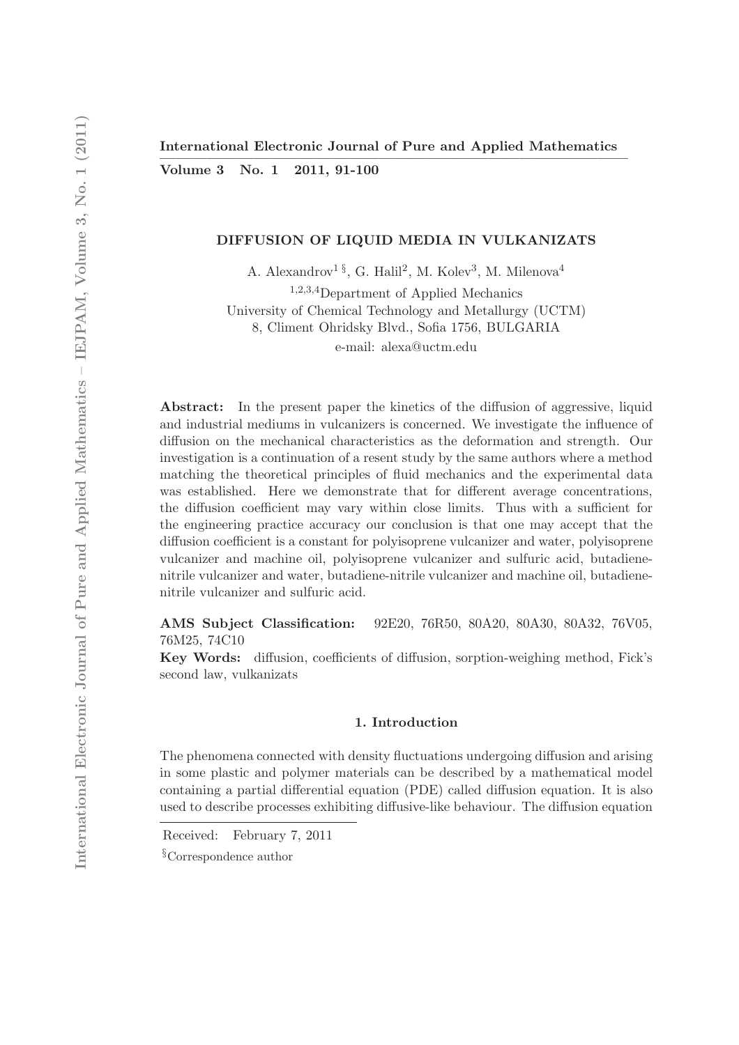# DIFFUSION OF LIQUID MEDIA IN VULKANIZATS

A. Alexandrov[1 §], G. Halil[2], M. Kolev[3], M. Milenova[4]

[1,2,3,4]Department of Applied Mechanics
University of Chemical Technology and Metallurgy (UCTM)
8, Climent Ohridsky Blvd., Sofia 1756, BULGARIA
e-mail: alexa@uctm.edu

**Abstract:** In the present paper the kinetics of the diffusion of aggressive, liquid and industrial mediums in vulcanizers is concerned. We investigate the influence of diffusion on the mechanical characteristics as the deformation and strength. Our investigation is a continuation of a resent study by the same authors where a method matching the theoretical principles of fluid mechanics and the experimental data was established. Here we demonstrate that for different average concentrations, the diffusion coefficient may vary within close limits. Thus with a sufficient for the engineering practice accuracy our conclusion is that one may accept that the diffusion coefficient is a constant for polyisoprene vulcanizer and water, polyisoprene vulcanizer and machine oil, polyisoprene vulcanizer and sulfuric acid, butadiene-nitrile vulcanizer and water, butadiene-nitrile vulcanizer and machine oil, butadiene-nitrile vulcanizer and sulfuric acid.

**AMS Subject Classification:** 92E20, 76R50, 80A20, 80A30, 80A32, 76V05, 76M25, 74C10

**Key Words:** diffusion, coefficients of diffusion, sorption-weighing method, Fick's second law, vulkanizats

## 1. Introduction

The phenomena connected with density fluctuations undergoing diffusion and arising in some plastic and polymer materials can be described by a mathematical model containing a partial differential equation (PDE) called diffusion equation. It is also used to describe processes exhibiting diffusive-like behaviour. The diffusion equation

Received: February 7, 2011

§Correspondence author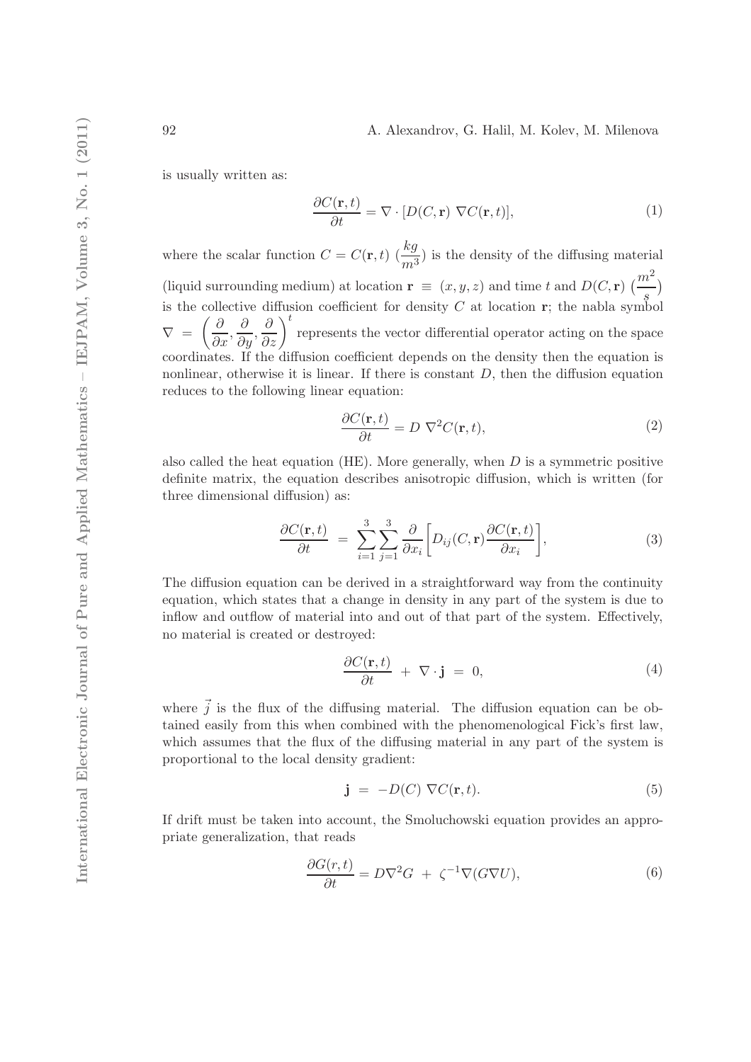is usually written as:

$$\frac{\partial C(\mathbf{r},t)}{\partial t} = \nabla \cdot [D(C,\mathbf{r})\ \nabla C(\mathbf{r},t)], \tag{1}$$

where the scalar function $C = C(\mathbf{r},t)$ $(\frac{kg}{m^3})$ is the density of the diffusing material (liquid surrounding medium) at location $\mathbf{r} \equiv (x,y,z)$ and time $t$ and $D(C,\mathbf{r})$ $(\frac{m^2}{s})$ is the collective diffusion coefficient for density $C$ at location $\mathbf{r}$; the nabla symbol $\nabla = \left(\frac{\partial}{\partial x}, \frac{\partial}{\partial y}, \frac{\partial}{\partial z}\right)^t$ represents the vector differential operator acting on the space coordinates. If the diffusion coefficient depends on the density then the equation is nonlinear, otherwise it is linear. If there is constant $D$, then the diffusion equation reduces to the following linear equation:

$$\frac{\partial C(\mathbf{r},t)}{\partial t} = D\ \nabla^2 C(\mathbf{r},t), \tag{2}$$

also called the heat equation (HE). More generally, when $D$ is a symmetric positive definite matrix, the equation describes anisotropic diffusion, which is written (for three dimensional diffusion) as:

$$\frac{\partial C(\mathbf{r},t)}{\partial t} \ = \ \sum_{i=1}^{3}\sum_{j=1}^{3} \frac{\partial}{\partial x_i}\left[D_{ij}(C,\mathbf{r})\frac{\partial C(\mathbf{r},t)}{\partial x_i}\right], \tag{3}$$

The diffusion equation can be derived in a straightforward way from the continuity equation, which states that a change in density in any part of the system is due to inflow and outflow of material into and out of that part of the system. Effectively, no material is created or destroyed:

$$\frac{\partial C(\mathbf{r},t)}{\partial t} \ + \ \nabla \cdot \mathbf{j} \ = \ 0, \tag{4}$$

where $\vec{j}$ is the flux of the diffusing material. The diffusion equation can be obtained easily from this when combined with the phenomenological Fick's first law, which assumes that the flux of the diffusing material in any part of the system is proportional to the local density gradient:

$$\mathbf{j} \ = \ -D(C)\ \nabla C(\mathbf{r},t). \tag{5}$$

If drift must be taken into account, the Smoluchowski equation provides an appropriate generalization, that reads

$$\frac{\partial G(r,t)}{\partial t} = D\nabla^2 G \ + \ \zeta^{-1}\nabla(G\nabla U), \tag{6}$$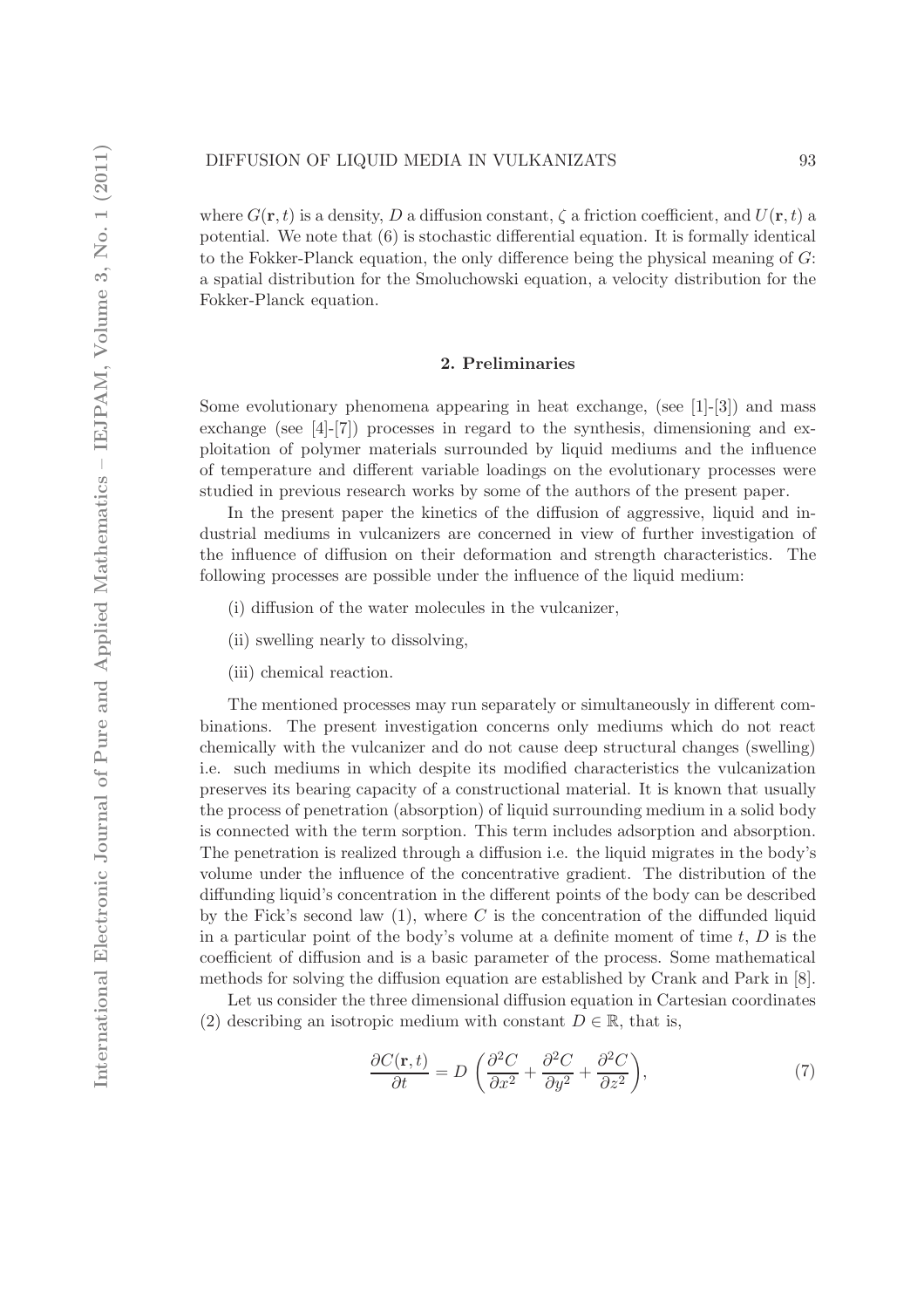where $G(\mathbf{r}, t)$ is a density, $D$ a diffusion constant, $\zeta$ a friction coefficient, and $U(\mathbf{r}, t)$ a potential. We note that (6) is stochastic differential equation. It is formally identical to the Fokker-Planck equation, the only difference being the physical meaning of $G$: a spatial distribution for the Smoluchowski equation, a velocity distribution for the Fokker-Planck equation.

## 2. Preliminaries

Some evolutionary phenomena appearing in heat exchange, (see [1]-[3]) and mass exchange (see [4]-[7]) processes in regard to the synthesis, dimensioning and exploitation of polymer materials surrounded by liquid mediums and the influence of temperature and different variable loadings on the evolutionary processes were studied in previous research works by some of the authors of the present paper.

In the present paper the kinetics of the diffusion of aggressive, liquid and industrial mediums in vulcanizers are concerned in view of further investigation of the influence of diffusion on their deformation and strength characteristics. The following processes are possible under the influence of the liquid medium:

(i) diffusion of the water molecules in the vulcanizer,

(ii) swelling nearly to dissolving,

(iii) chemical reaction.

The mentioned processes may run separately or simultaneously in different combinations. The present investigation concerns only mediums which do not react chemically with the vulcanizer and do not cause deep structural changes (swelling) i.e. such mediums in which despite its modified characteristics the vulcanization preserves its bearing capacity of a constructional material. It is known that usually the process of penetration (absorption) of liquid surrounding medium in a solid body is connected with the term sorption. This term includes adsorption and absorption. The penetration is realized through a diffusion i.e. the liquid migrates in the body's volume under the influence of the concentrative gradient. The distribution of the diffunding liquid's concentration in the different points of the body can be described by the Fick's second law (1), where $C$ is the concentration of the diffunded liquid in a particular point of the body's volume at a definite moment of time $t$, $D$ is the coefficient of diffusion and is a basic parameter of the process. Some mathematical methods for solving the diffusion equation are established by Crank and Park in [8].

Let us consider the three dimensional diffusion equation in Cartesian coordinates (2) describing an isotropic medium with constant $D \in \mathbb{R}$, that is,

$$\frac{\partial C(\mathbf{r}, t)}{\partial t} = D \left( \frac{\partial^2 C}{\partial x^2} + \frac{\partial^2 C}{\partial y^2} + \frac{\partial^2 C}{\partial z^2} \right), \tag{7}$$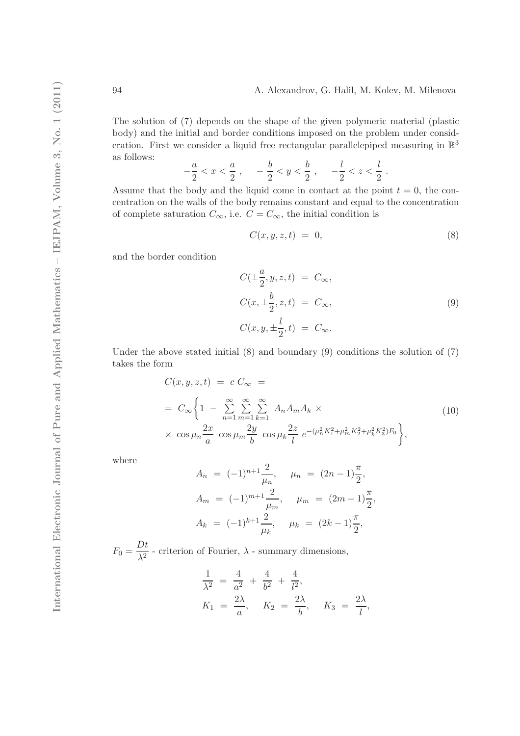The solution of (7) depends on the shape of the given polymeric material (plastic body) and the initial and border conditions imposed on the problem under consideration. First we consider a liquid free rectangular parallelepiped measuring in $\mathbb{R}^3$ as follows:

$$-\frac{a}{2} < x < \frac{a}{2}\,, \quad -\frac{b}{2} < y < \frac{b}{2}\,, \quad -\frac{l}{2} < z < \frac{l}{2}\,.$$

Assume that the body and the liquid come in contact at the point $t = 0$, the concentration on the walls of the body remains constant and equal to the concentration of complete saturation $C_\infty$, i.e. $C = C_\infty$, the initial condition is

$$C(x, y, z, t) \;=\; 0, \tag{8}$$

and the border condition

$$\begin{aligned} C(\pm\frac{a}{2}, y, z, t) &= C_\infty, \\ C(x, \pm\frac{b}{2}, z, t) &= C_\infty, \\ C(x, y, \pm\frac{l}{2}, t) &= C_\infty. \end{aligned} \tag{9}$$

Under the above stated initial (8) and boundary (9) conditions the solution of (7) takes the form

$$\begin{aligned} C(x, y, z, t) &= c\, C_\infty \;= \\ &= C_\infty \Bigg\{ 1 \;-\; \sum_{n=1}^{\infty}\sum_{m=1}^{\infty}\sum_{k=1}^{\infty} \; A_n A_m A_k \;\times \\ &\times\; \cos \mu_n \frac{2x}{a} \;\cos \mu_m \frac{2y}{b} \;\cos \mu_k \frac{2z}{l} \; e^{-(\mu_n^2 K_1^2 + \mu_m^2 K_2^2 + \mu_k^2 K_3^2) F_0} \Bigg\}, \end{aligned} \tag{10}$$

where

$$\begin{aligned} A_n &= (-1)^{n+1} \frac{2}{\mu_n}, \quad \mu_n \;=\; (2n-1)\frac{\pi}{2}, \\ A_m &= (-1)^{m+1} \frac{2}{\mu_m}, \quad \mu_m \;=\; (2m-1)\frac{\pi}{2}, \\ A_k &= (-1)^{k+1} \frac{2}{\mu_k}, \quad \mu_k \;=\; (2k-1)\frac{\pi}{2}, \end{aligned}$$

$F_0 = \dfrac{Dt}{\lambda^2}$ - criterion of Fourier, $\lambda$ - summary dimensions,

$$\begin{aligned} \frac{1}{\lambda^2} &= \frac{4}{a^2} \;+\; \frac{4}{b^2} \;+\; \frac{4}{l^2}, \\ K_1 &= \frac{2\lambda}{a}, \quad K_2 \;=\; \frac{2\lambda}{b}, \quad K_3 \;=\; \frac{2\lambda}{l}, \end{aligned}$$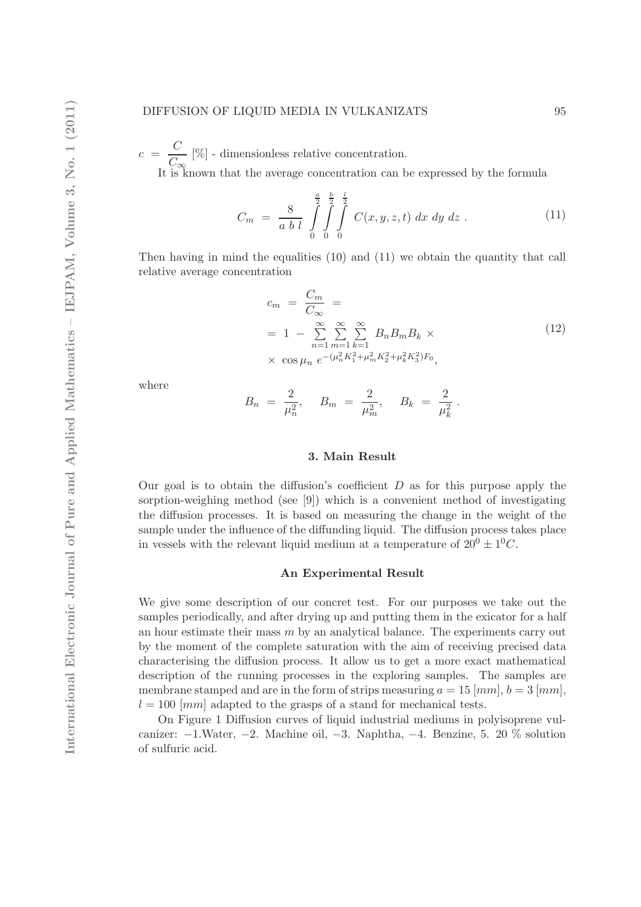$c \ = \ \dfrac{C}{C_\infty}$ [%] - dimensionless relative concentration.

It is known that the average concentration can be expressed by the formula

$$C_m \ = \ \frac{8}{a\ b\ l} \int\limits_0^{\frac{a}{2}} \int\limits_0^{\frac{b}{2}} \int\limits_0^{\frac{l}{2}} C(x,y,z,t)\ dx\ dy\ dz\ . \tag{11}$$

Then having in mind the equalities (10) and (11) we obtain the quantity that call relative average concentration

$$\begin{aligned} c_m \ &= \ \frac{C_m}{C_\infty} \ = \\ &= \ 1 \ - \ \sum_{n=1}^{\infty} \sum_{m=1}^{\infty} \sum_{k=1}^{\infty} \ B_n B_m B_k \ \times \\ &\times \ \cos \mu_n \ e^{-(\mu_n^2 K_1^2 + \mu_m^2 K_2^2 + \mu_k^2 K_3^2) F_0}, \end{aligned} \tag{12}$$

where

$$B_n \ = \ \frac{2}{\mu_n^2}, \quad B_m \ = \ \frac{2}{\mu_m^2}, \quad B_k \ = \ \frac{2}{\mu_k^2}\ .$$

## 3. Main Result

Our goal is to obtain the diffusion's coefficient $D$ as for this purpose apply the sorption-weighing method (see [9]) which is a convenient method of investigating the diffusion processes. It is based on measuring the change in the weight of the sample under the influence of the diffunding liquid. The diffusion process takes place in vessels with the relevant liquid medium at a temperature of $20^0 \pm 1^0 C$.

### An Experimental Result

We give some description of our concret test. For our purposes we take out the samples periodically, and after drying up and putting them in the exicator for a half an hour estimate their mass $m$ by an analytical balance. The experiments carry out by the moment of the complete saturation with the aim of receiving precised data characterising the diffusion process. It allow us to get a more exact mathematical description of the running processes in the exploring samples. The samples are membrane stamped and are in the form of strips measuring $a = 15$ $[mm]$, $b = 3$ $[mm]$, $l = 100$ $[mm]$ adapted to the grasps of a stand for mechanical tests.

On Figure 1 Diffusion curves of liquid industrial mediums in polyisoprene vulcanizer: −1.Water, −2. Machine oil, −3. Naphtha, −4. Benzine, 5. 20 % solution of sulfuric acid.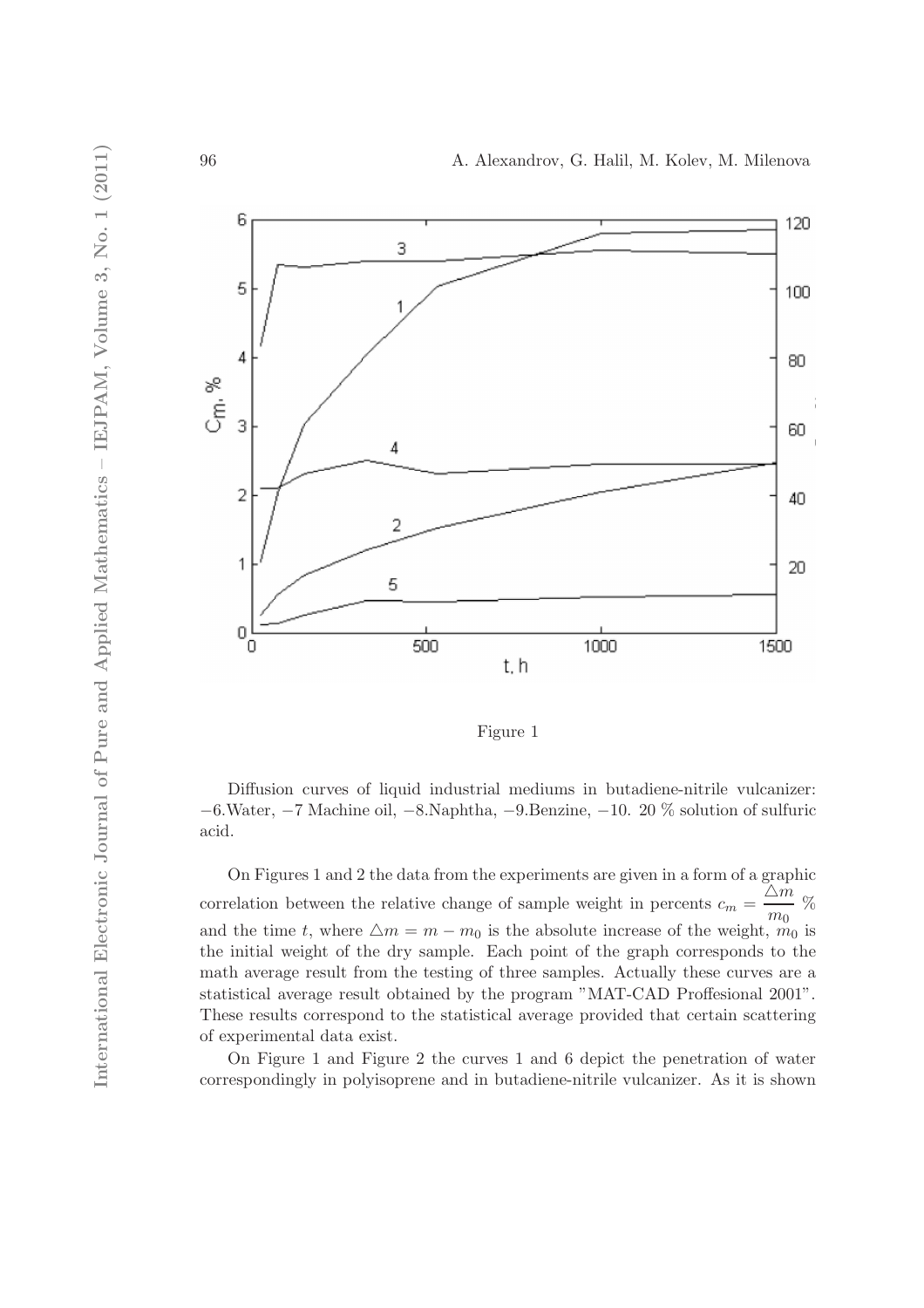Figure 1

Diffusion curves of liquid industrial mediums in butadiene-nitrile vulcanizer: −6.Water, −7 Machine oil, −8.Naphtha, −9.Benzine, −10. 20 % solution of sulfuric acid.

On Figures 1 and 2 the data from the experiments are given in a form of a graphic correlation between the relative change of sample weight in percents $c_m = \frac{\triangle m}{m_0}$ % and the time $t$, where $\triangle m = m - m_0$ is the absolute increase of the weight, $m_0$ is the initial weight of the dry sample. Each point of the graph corresponds to the math average result from the testing of three samples. Actually these curves are a statistical average result obtained by the program "MAT-CAD Proffesional 2001". These results correspond to the statistical average provided that certain scattering of experimental data exist.

On Figure 1 and Figure 2 the curves 1 and 6 depict the penetration of water correspondingly in polyisoprene and in butadiene-nitrile vulcanizer. As it is shown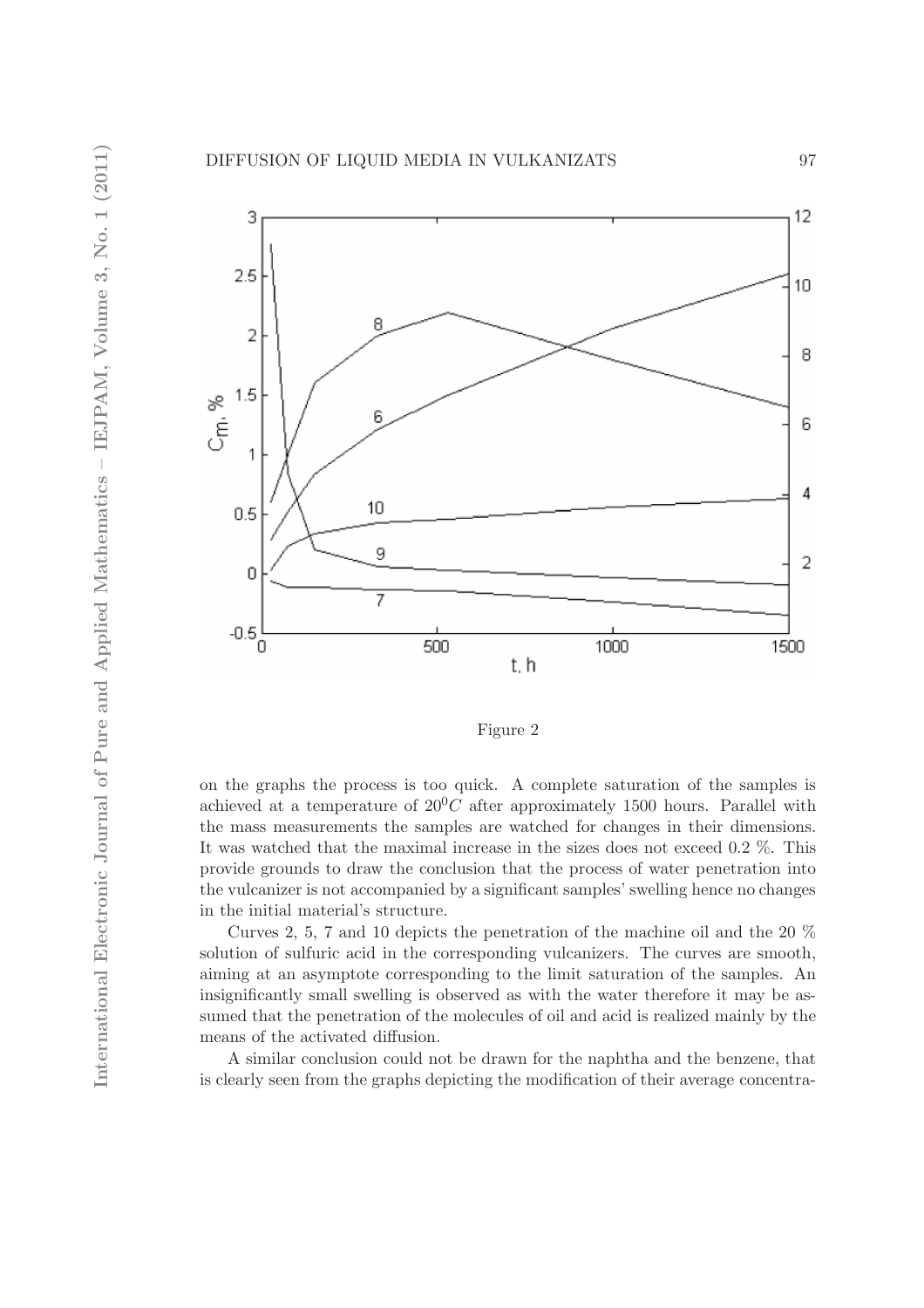Figure 2

on the graphs the process is too quick. A complete saturation of the samples is achieved at a temperature of $20^0C$ after approximately 1500 hours. Parallel with the mass measurements the samples are watched for changes in their dimensions. It was watched that the maximal increase in the sizes does not exceed 0.2 %. This provide grounds to draw the conclusion that the process of water penetration into the vulcanizer is not accompanied by a significant samples' swelling hence no changes in the initial material's structure.

Curves 2, 5, 7 and 10 depicts the penetration of the machine oil and the 20 % solution of sulfuric acid in the corresponding vulcanizers. The curves are smooth, aiming at an asymptote corresponding to the limit saturation of the samples. An insignificantly small swelling is observed as with the water therefore it may be assumed that the penetration of the molecules of oil and acid is realized mainly by the means of the activated diffusion.

A similar conclusion could not be drawn for the naphtha and the benzene, that is clearly seen from the graphs depicting the modification of their average concentra-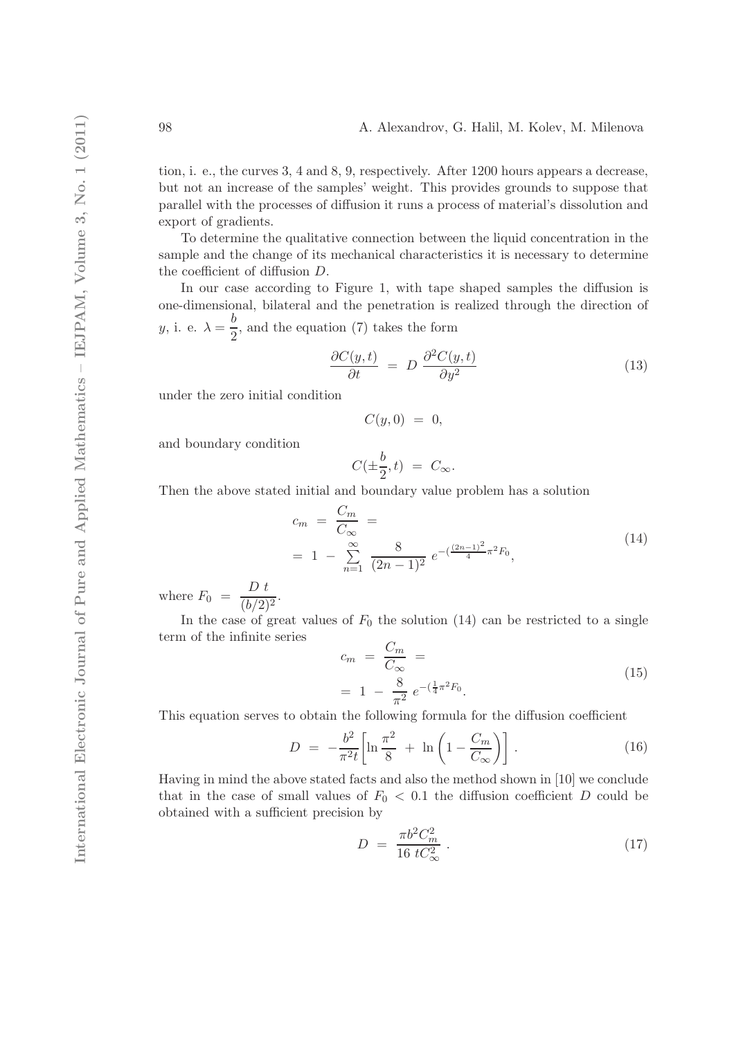tion, i. e., the curves 3, 4 and 8, 9, respectively. After 1200 hours appears a decrease, but not an increase of the samples' weight. This provides grounds to suppose that parallel with the processes of diffusion it runs a process of material's dissolution and export of gradients.

To determine the qualitative connection between the liquid concentration in the sample and the change of its mechanical characteristics it is necessary to determine the coefficient of diffusion $D$.

In our case according to Figure 1, with tape shaped samples the diffusion is one-dimensional, bilateral and the penetration is realized through the direction of $y$, i. e. $\lambda = \dfrac{b}{2}$, and the equation (7) takes the form

$$\frac{\partial C(y,t)}{\partial t} \; = \; D \, \frac{\partial^2 C(y,t)}{\partial y^2} \tag{13}$$

under the zero initial condition

$$C(y,0) \; = \; 0,$$

and boundary condition

$$C(\pm\frac{b}{2},t) \; = \; C_\infty.$$

Then the above stated initial and boundary value problem has a solution

$$\begin{aligned} c_m \; &= \; \frac{C_m}{C_\infty} \; = \\ &= \; 1 \; - \; \sum_{n=1}^{\infty} \; \frac{8}{(2n-1)^2} \; e^{-(\frac{(2n-1)^2}{4}\pi^2 F_0}, \end{aligned} \tag{14}$$

where $F_0 \; = \; \dfrac{D\;t}{(b/2)^2}$.

In the case of great values of $F_0$ the solution (14) can be restricted to a single term of the infinite series

$$\begin{aligned} c_m \; &= \; \frac{C_m}{C_\infty} \; = \\ &= \; 1 \; - \; \frac{8}{\pi^2} \; e^{-(\frac{1}{4}\pi^2 F_0}. \end{aligned} \tag{15}$$

This equation serves to obtain the following formula for the diffusion coefficient

$$D \; = \; -\frac{b^2}{\pi^2 t}\left[\ln\frac{\pi^2}{8} \; + \; \ln\left(1 - \frac{C_m}{C_\infty}\right)\right]. \tag{16}$$

Having in mind the above stated facts and also the method shown in [10] we conclude that in the case of small values of $F_0 \; < \; 0.1$ the diffusion coefficient $D$ could be obtained with a sufficient precision by

$$D \; = \; \frac{\pi b^2 C_m^2}{16 \; t C_\infty^2} \; . \tag{17}$$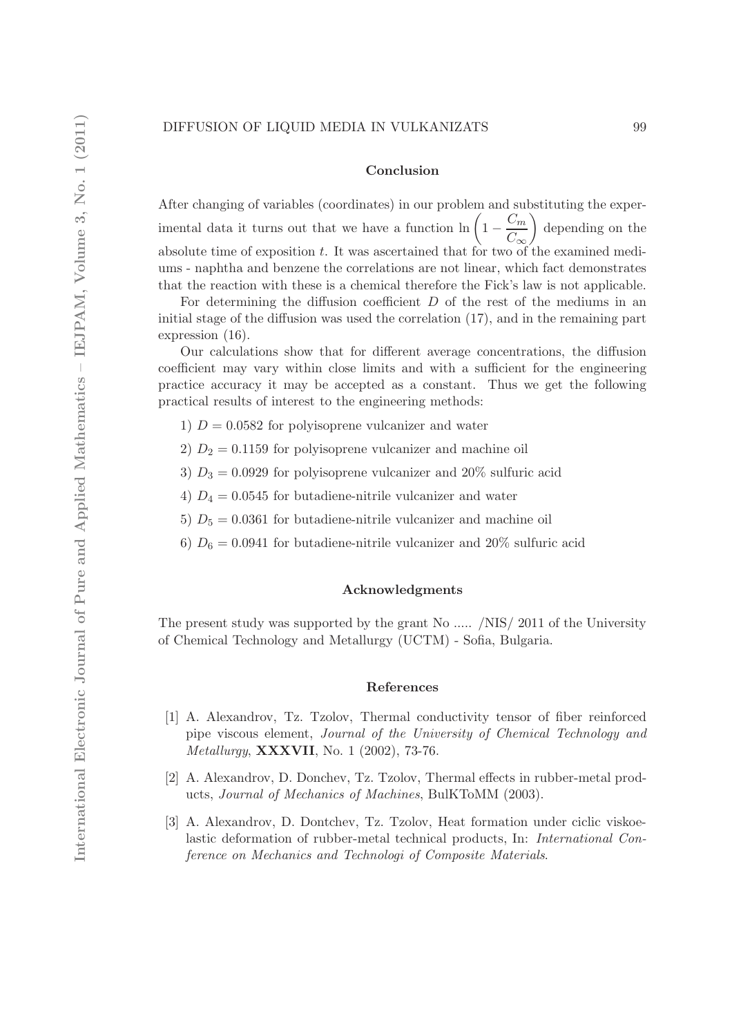## Conclusion

After changing of variables (coordinates) in our problem and substituting the experimental data it turns out that we have a function $\ln\left(1 - \frac{C_m}{C_\infty}\right)$ depending on the absolute time of exposition $t$. It was ascertained that for two of the examined mediums - naphtha and benzene the correlations are not linear, which fact demonstrates that the reaction with these is a chemical therefore the Fick's law is not applicable.

For determining the diffusion coefficient $D$ of the rest of the mediums in an initial stage of the diffusion was used the correlation (17), and in the remaining part expression (16).

Our calculations show that for different average concentrations, the diffusion coefficient may vary within close limits and with a sufficient for the engineering practice accuracy it may be accepted as a constant. Thus we get the following practical results of interest to the engineering methods:

1) $D = 0.0582$ for polyisoprene vulcanizer and water

2) $D_2 = 0.1159$ for polyisoprene vulcanizer and machine oil

3) $D_3 = 0.0929$ for polyisoprene vulcanizer and 20% sulfuric acid

4) $D_4 = 0.0545$ for butadiene-nitrile vulcanizer and water

5) $D_5 = 0.0361$ for butadiene-nitrile vulcanizer and machine oil

6) $D_6 = 0.0941$ for butadiene-nitrile vulcanizer and 20% sulfuric acid

## Acknowledgments

The present study was supported by the grant No ..... /NIS/ 2011 of the University of Chemical Technology and Metallurgy (UCTM) - Sofia, Bulgaria.

## References

[1] A. Alexandrov, Tz. Tzolov, Thermal conductivity tensor of fiber reinforced pipe viscous element, *Journal of the University of Chemical Technology and Metallurgy*, **XXXVII**, No. 1 (2002), 73-76.

[2] A. Alexandrov, D. Donchev, Tz. Tzolov, Thermal effects in rubber-metal products, *Journal of Mechanics of Machines*, BulKToMM (2003).

[3] A. Alexandrov, D. Dontchev, Tz. Tzolov, Heat formation under ciclic viskoelastic deformation of rubber-metal technical products, In: *International Conference on Mechanics and Technologi of Composite Materials*.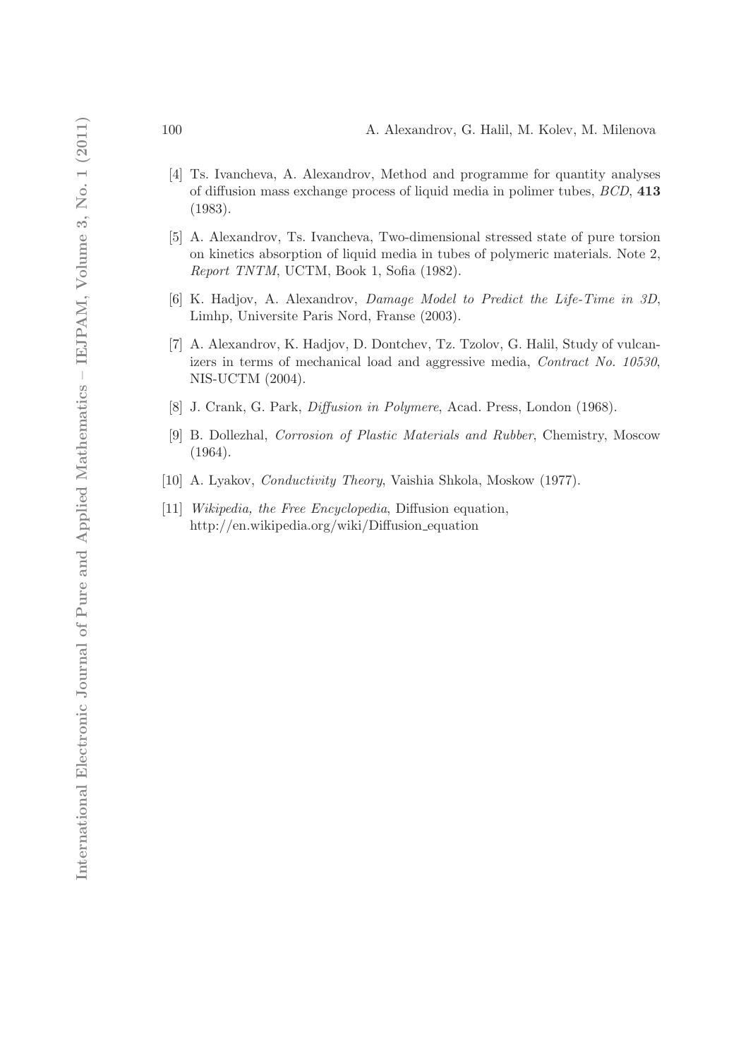[4] Ts. Ivancheva, A. Alexandrov, Method and programme for quantity analyses of diffusion mass exchange process of liquid media in polimer tubes, *BCD*, **413** (1983).

[5] A. Alexandrov, Ts. Ivancheva, Two-dimensional stressed state of pure torsion on kinetics absorption of liquid media in tubes of polymeric materials. Note 2, *Report TNTM*, UCTM, Book 1, Sofia (1982).

[6] K. Hadjov, A. Alexandrov, *Damage Model to Predict the Life-Time in 3D*, Limhp, Universite Paris Nord, Franse (2003).

[7] A. Alexandrov, K. Hadjov, D. Dontchev, Tz. Tzolov, G. Halil, Study of vulcanizers in terms of mechanical load and aggressive media, *Contract No. 10530*, NIS-UCTM (2004).

[8] J. Crank, G. Park, *Diffusion in Polymere*, Acad. Press, London (1968).

[9] B. Dollezhal, *Corrosion of Plastic Materials and Rubber*, Chemistry, Moscow (1964).

[10] A. Lyakov, *Conductivity Theory*, Vaishia Shkola, Moskow (1977).

[11] *Wikipedia, the Free Encyclopedia*, Diffusion equation, http://en.wikipedia.org/wiki/Diffusion_equation